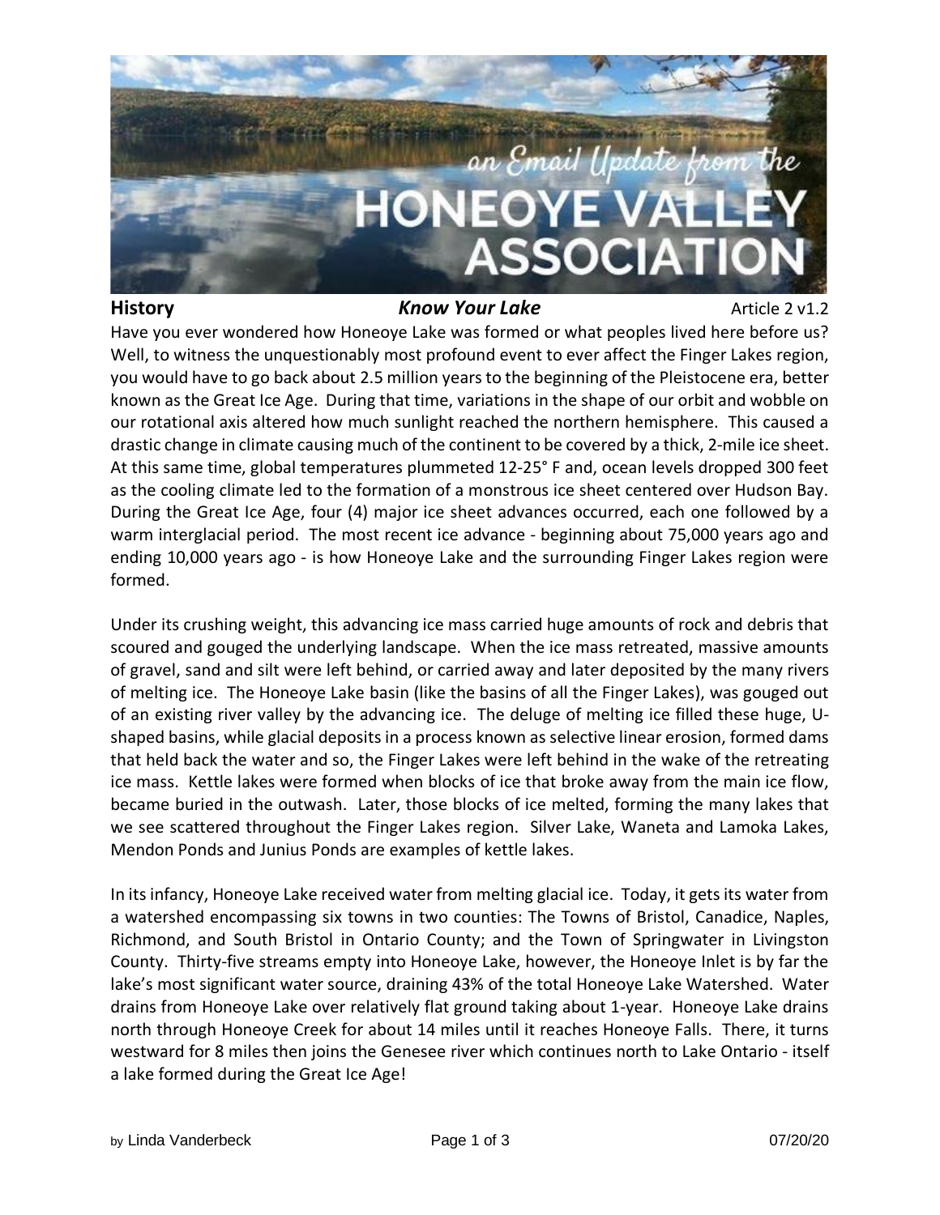**History** ***Know Your Lake*** Article 2 v1.2

Have you ever wondered how Honeoye Lake was formed or what peoples lived here before us? Well, to witness the unquestionably most profound event to ever affect the Finger Lakes region, you would have to go back about 2.5 million years to the beginning of the Pleistocene era, better known as the Great Ice Age. During that time, variations in the shape of our orbit and wobble on our rotational axis altered how much sunlight reached the northern hemisphere. This caused a drastic change in climate causing much of the continent to be covered by a thick, 2-mile ice sheet. At this same time, global temperatures plummeted 12-25° F and, ocean levels dropped 300 feet as the cooling climate led to the formation of a monstrous ice sheet centered over Hudson Bay. During the Great Ice Age, four (4) major ice sheet advances occurred, each one followed by a warm interglacial period. The most recent ice advance - beginning about 75,000 years ago and ending 10,000 years ago - is how Honeoye Lake and the surrounding Finger Lakes region were formed.

Under its crushing weight, this advancing ice mass carried huge amounts of rock and debris that scoured and gouged the underlying landscape. When the ice mass retreated, massive amounts of gravel, sand and silt were left behind, or carried away and later deposited by the many rivers of melting ice. The Honeoye Lake basin (like the basins of all the Finger Lakes), was gouged out of an existing river valley by the advancing ice. The deluge of melting ice filled these huge, U-shaped basins, while glacial deposits in a process known as selective linear erosion, formed dams that held back the water and so, the Finger Lakes were left behind in the wake of the retreating ice mass. Kettle lakes were formed when blocks of ice that broke away from the main ice flow, became buried in the outwash. Later, those blocks of ice melted, forming the many lakes that we see scattered throughout the Finger Lakes region. Silver Lake, Waneta and Lamoka Lakes, Mendon Ponds and Junius Ponds are examples of kettle lakes.

In its infancy, Honeoye Lake received water from melting glacial ice. Today, it gets its water from a watershed encompassing six towns in two counties: The Towns of Bristol, Canadice, Naples, Richmond, and South Bristol in Ontario County; and the Town of Springwater in Livingston County. Thirty-five streams empty into Honeoye Lake, however, the Honeoye Inlet is by far the lake's most significant water source, draining 43% of the total Honeoye Lake Watershed. Water drains from Honeoye Lake over relatively flat ground taking about 1-year. Honeoye Lake drains north through Honeoye Creek for about 14 miles until it reaches Honeoye Falls. There, it turns westward for 8 miles then joins the Genesee river which continues north to Lake Ontario - itself a lake formed during the Great Ice Age!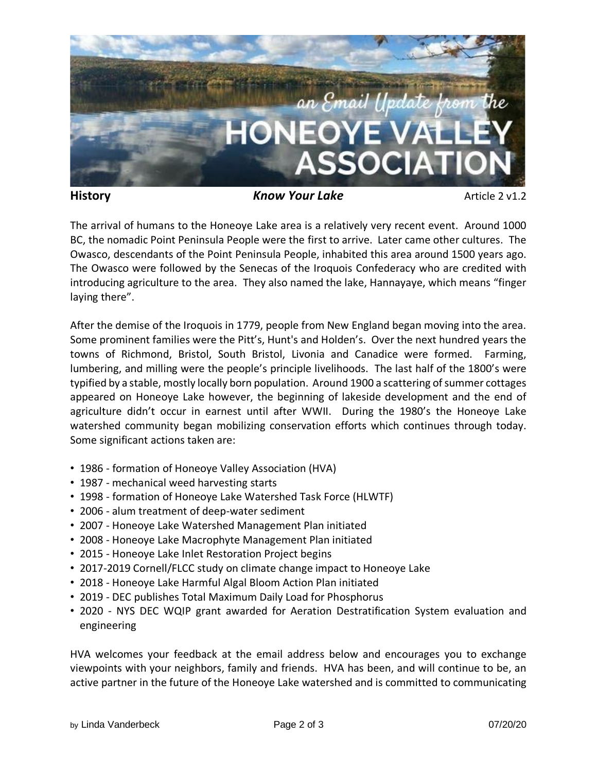**History** ***Know Your Lake*** Article 2 v1.2

The arrival of humans to the Honeoye Lake area is a relatively very recent event. Around 1000 BC, the nomadic Point Peninsula People were the first to arrive. Later came other cultures. The Owasco, descendants of the Point Peninsula People, inhabited this area around 1500 years ago. The Owasco were followed by the Senecas of the Iroquois Confederacy who are credited with introducing agriculture to the area. They also named the lake, Hannayaye, which means "finger laying there".

After the demise of the Iroquois in 1779, people from New England began moving into the area. Some prominent families were the Pitt's, Hunt's and Holden's. Over the next hundred years the towns of Richmond, Bristol, South Bristol, Livonia and Canadice were formed. Farming, lumbering, and milling were the people's principle livelihoods. The last half of the 1800's were typified by a stable, mostly locally born population. Around 1900 a scattering of summer cottages appeared on Honeoye Lake however, the beginning of lakeside development and the end of agriculture didn't occur in earnest until after WWII. During the 1980's the Honeoye Lake watershed community began mobilizing conservation efforts which continues through today. Some significant actions taken are:

- 1986 - formation of Honeoye Valley Association (HVA)
- 1987 - mechanical weed harvesting starts
- 1998 - formation of Honeoye Lake Watershed Task Force (HLWTF)
- 2006 - alum treatment of deep-water sediment
- 2007 - Honeoye Lake Watershed Management Plan initiated
- 2008 - Honeoye Lake Macrophyte Management Plan initiated
- 2015 - Honeoye Lake Inlet Restoration Project begins
- 2017-2019 Cornell/FLCC study on climate change impact to Honeoye Lake
- 2018 - Honeoye Lake Harmful Algal Bloom Action Plan initiated
- 2019 - DEC publishes Total Maximum Daily Load for Phosphorus
- 2020 - NYS DEC WQIP grant awarded for Aeration Destratification System evaluation and engineering

HVA welcomes your feedback at the email address below and encourages you to exchange viewpoints with your neighbors, family and friends. HVA has been, and will continue to be, an active partner in the future of the Honeoye Lake watershed and is committed to communicating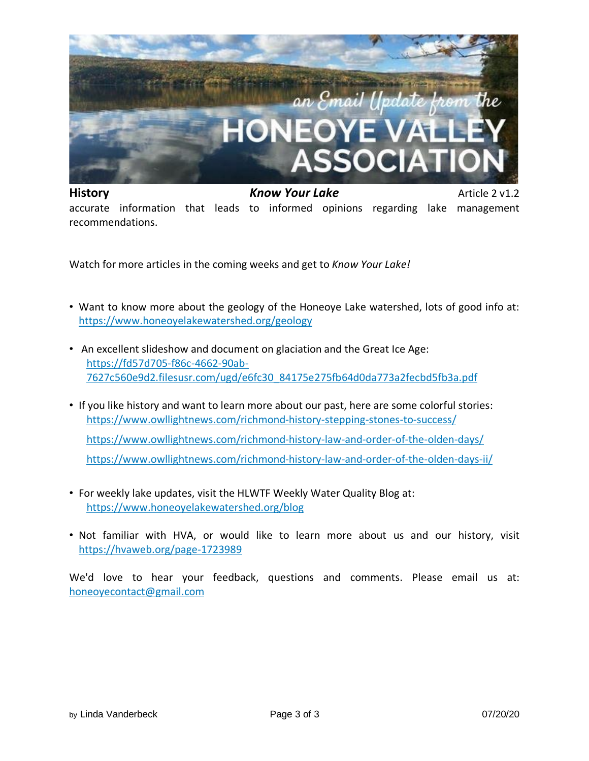accurate information that leads to informed opinions regarding lake management recommendations.

Watch for more articles in the coming weeks and get to *Know Your Lake!*

- Want to know more about the geology of the Honeoye Lake watershed, lots of good info at: https://www.honeoyelakewatershed.org/geology
- An excellent slideshow and document on glaciation and the Great Ice Age: https://fd57d705-f86c-4662-90ab-7627c560e9d2.filesusr.com/ugd/e6fc30_84175e275fb64d0da773a2fecbd5fb3a.pdf
- If you like history and want to learn more about our past, here are some colorful stories:
  https://www.owllightnews.com/richmond-history-stepping-stones-to-success/
  https://www.owllightnews.com/richmond-history-law-and-order-of-the-olden-days/
  https://www.owllightnews.com/richmond-history-law-and-order-of-the-olden-days-ii/
- For weekly lake updates, visit the HLWTF Weekly Water Quality Blog at: https://www.honeoyelakewatershed.org/blog
- Not familiar with HVA, or would like to learn more about us and our history, visit https://hvaweb.org/page-1723989

We'd love to hear your feedback, questions and comments. Please email us at: honeoyecontact@gmail.com